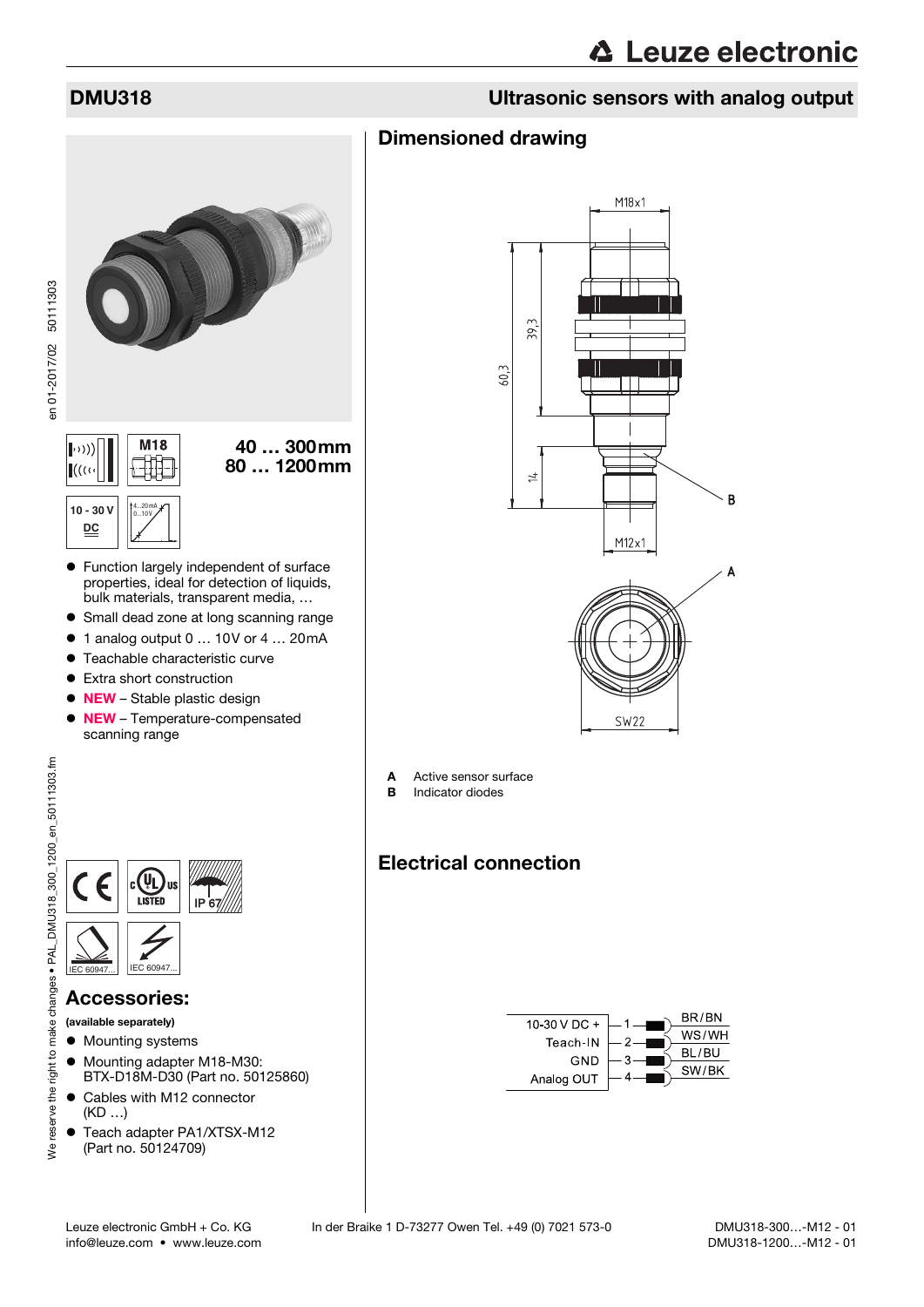# DMU318

## Ultrasonic sensors with analog output

**40 … 300mm**
**80 … 1200mm**

- Function largely independent of surface properties, ideal for detection of liquids, bulk materials, transparent media, …
- Small dead zone at long scanning range
- 1 analog output 0 … 10V or 4 … 20mA
- Teachable characteristic curve
- Extra short construction
- **NEW** – Stable plastic design
- **NEW** – Temperature-compensated scanning range

## Accessories:

**(available separately)**

- Mounting systems
- Mounting adapter M18-M30: BTX-D18M-D30 (Part no. 50125860)
- Cables with M12 connector (KD …)
- Teach adapter PA1/XTSX-M12 (Part no. 50124709)

## Dimensioned drawing

**A** Active sensor surface
**B** Indicator diodes

## Electrical connection

| Function | Pin | Wire color |
|---|---|---|
| 10-30 V DC + | 1 | BR/BN |
| Teach-IN | 2 | WS/WH |
| GND | 3 | BL/BU |
| Analog OUT | 4 | SW/BK |

DMU318-300…-M12 - 01
DMU318-1200…-M12 - 01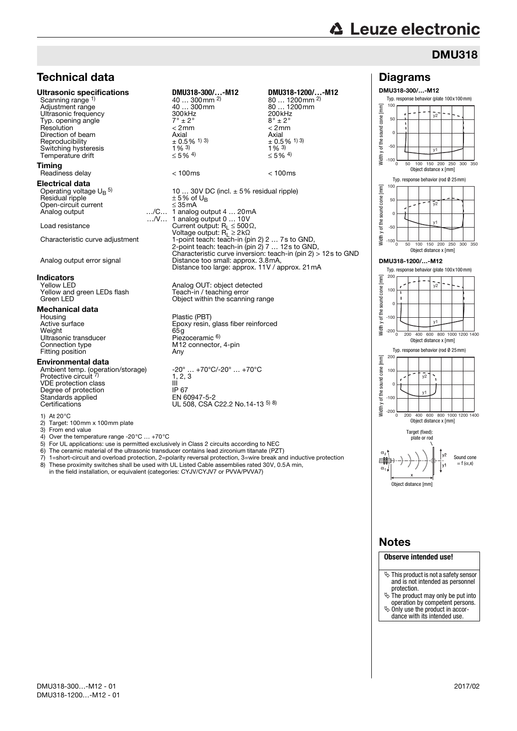# DMU318

## Technical data

| **Ultrasonic specifications** | **DMU318-300/…-M12** | **DMU318-1200/…-M12** |
|---|---|---|
| Scanning range [1] | 40 … 300mm [2] | 80 … 1200mm [2] |
| Adjustment range | 40 … 300mm | 80 … 1200mm |
| Ultrasonic frequency | 300kHz | 200kHz |
| Typ. opening angle | 7° ± 2° | 8° ± 2° |
| Resolution | < 2mm | < 2mm |
| Direction of beam | Axial | Axial |
| Reproducibility | ± 0.5% [1) 3)] | ± 0.5% [1) 3)] |
| Switching hysteresis | 1% [3] | 1% [3] |
| Temperature drift | ≤ 5% [4] | ≤ 5% [4] |

**Timing**

| | | |
|---|---|---|
| Readiness delay | < 100ms | < 100ms |

**Electrical data**

| | |
|---|---|
| Operating voltage $U_B$ [5] | 10 … 30V DC (incl. ± 5% residual ripple) |
| Residual ripple | ± 5% of $U_B$ |
| Open-circuit current | ≤ 35mA |
| Analog output …/C… | 1 analog output 4 … 20mA |
| …/V… | 1 analog output 0 … 10V |
| Load resistance | Current output: $R_L \leq 500\Omega$, Voltage output: $R_L \geq 2k\Omega$ |
| Characteristic curve adjustment | 1-point teach: teach-in (pin 2) 2 … 7s to GND, 2-point teach: teach-in (pin 2) 7 … 12s to GND, Characteristic curve inversion: teach-in (pin 2) > 12s to GND |
| Analog output error signal | Distance too small: approx. 3.8mA, Distance too large: approx. 11V / approx. 21mA |

**Indicators**

| | |
|---|---|
| Yellow LED | Analog OUT: object detected |
| Yellow and green LEDs flash | Teach-in / teaching error |
| Green LED | Object within the scanning range |

**Mechanical data**

| | |
|---|---|
| Housing | Plastic (PBT) |
| Active surface | Epoxy resin, glass fiber reinforced |
| Weight | 65g |
| Ultrasonic transducer | Piezoceramic [6] |
| Connection type | M12 connector, 4-pin |
| Fitting position | Any |

**Environmental data**

| | |
|---|---|
| Ambient temp. (operation/storage) | -20° … +70°C/-20° … +70°C |
| Protective circuit [7] | 1, 2, 3 |
| VDE protection class | III |
| Degree of protection | IP 67 |
| Standards applied | EN 60947-5-2 |
| Certifications | UL 508, CSA C22.2 No.14-13 [5) 8)] |

1) At 20°C
2) Target: 100mm x 100mm plate
3) From end value
4) Over the temperature range -20°C … +70°C
5) For UL applications: use is permitted exclusively in Class 2 circuits according to NEC
6) The ceramic material of the ultrasonic transducer contains lead zirconium titanate (PZT)
7) 1=short-circuit and overload protection, 2=polarity reversal protection, 3=wire break and inductive protection
8) These proximity switches shall be used with UL Listed Cable assemblies rated 30V, 0.5A min, in the field installation, or equivalent (categories: CYJV/CYJV7 or PVVA/PVVA7)

## Diagrams

**DMU318-300/…-M12**

Typ. response behavior (plate 100x100mm)

Typ. response behavior (rod Ø 25mm)

**DMU318-1200/…-M12**

Typ. response behavior (plate 100x100mm)

Typ. response behavior (rod Ø 25mm)

## Notes

**Observe intended use!**

- This product is not a safety sensor and is not intended as personnel protection.
- The product may only be put into operation by competent persons.
- Only use the product in accordance with its intended use.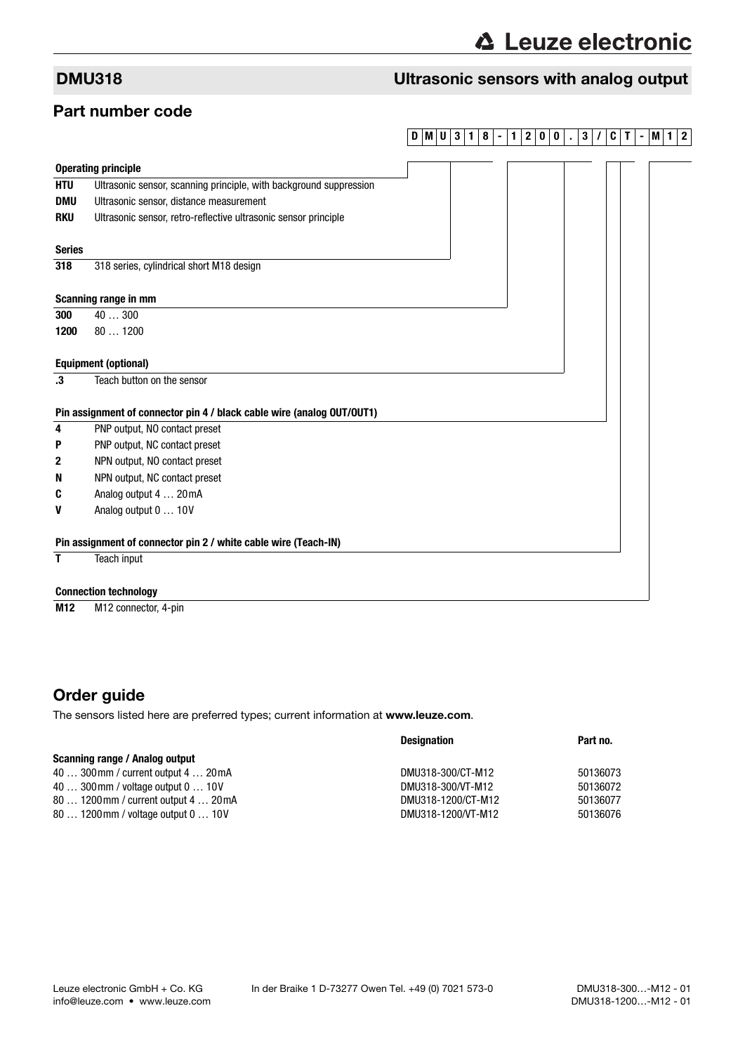## DMU318 Ultrasonic sensors with analog output

## Part number code

**D M U 3 1 8 - 1 2 0 0 . 3 / C T - M 1 2**

**Operating principle**

| | |
|---|---|
| **HTU** | Ultrasonic sensor, scanning principle, with background suppression |
| **DMU** | Ultrasonic sensor, distance measurement |
| **RKU** | Ultrasonic sensor, retro-reflective ultrasonic sensor principle |

**Series**

| | |
|---|---|
| **318** | 318 series, cylindrical short M18 design |

**Scanning range in mm**

| | |
|---|---|
| **300** | 40 … 300 |
| **1200** | 80 … 1200 |

**Equipment (optional)**

| | |
|---|---|
| **.3** | Teach button on the sensor |

**Pin assignment of connector pin 4 / black cable wire (analog OUT/OUT1)**

| | |
|---|---|
| **4** | PNP output, NO contact preset |
| **P** | PNP output, NC contact preset |
| **2** | NPN output, NO contact preset |
| **N** | NPN output, NC contact preset |
| **C** | Analog output 4 … 20mA |
| **V** | Analog output 0 … 10V |

**Pin assignment of connector pin 2 / white cable wire (Teach-IN)**

| | |
|---|---|
| **T** | Teach input |

**Connection technology**

| | |
|---|---|
| **M12** | M12 connector, 4-pin |

## Order guide

The sensors listed here are preferred types; current information at **www.leuze.com**.

| | Designation | Part no. |
|---|---|---|
| **Scanning range / Analog output** | | |
| 40 … 300mm / current output 4 … 20mA | DMU318-300/CT-M12 | 50136073 |
| 40 … 300mm / voltage output 0 … 10V | DMU318-300/VT-M12 | 50136072 |
| 80 … 1200mm / current output 4 … 20mA | DMU318-1200/CT-M12 | 50136077 |
| 80 … 1200mm / voltage output 0 … 10V | DMU318-1200/VT-M12 | 50136076 |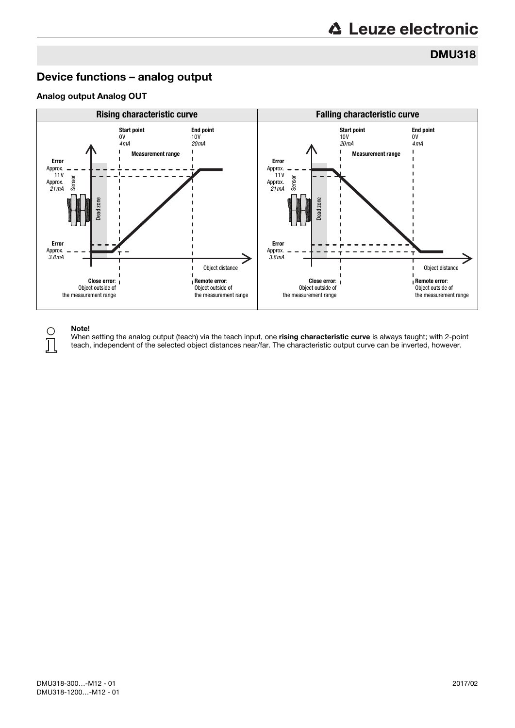## Device functions – analog output

### Analog output Analog OUT

| Rising characteristic curve | Falling characteristic curve |
|---|---|
| Start point: 0V, *4mA* | Start point: 10V, *20mA* |
| End point: 10V, *20mA* | End point: 0V, *4mA* |
| Measurement range | Measurement range |
| Error: Approx. 11V, Approx. *21mA* | Error: Approx. 11V, Approx. *21mA* |
| Error: Approx. *3.8mA* | Error: Approx. *3.8mA* |
| Sensor, Dead zone | Sensor, Dead zone |
| Object distance | Object distance |
| **Close error**: Object outside of the measurement range | **Close error**: Object outside of the measurement range |
| **Remote error**: Object outside of the measurement range | **Remote error**: Object outside of the measurement range |

**Note!**
When setting the analog output (teach) via the teach input, one **rising characteristic curve** is always taught; with 2-point teach, independent of the selected object distances near/far. The characteristic output curve can be inverted, however.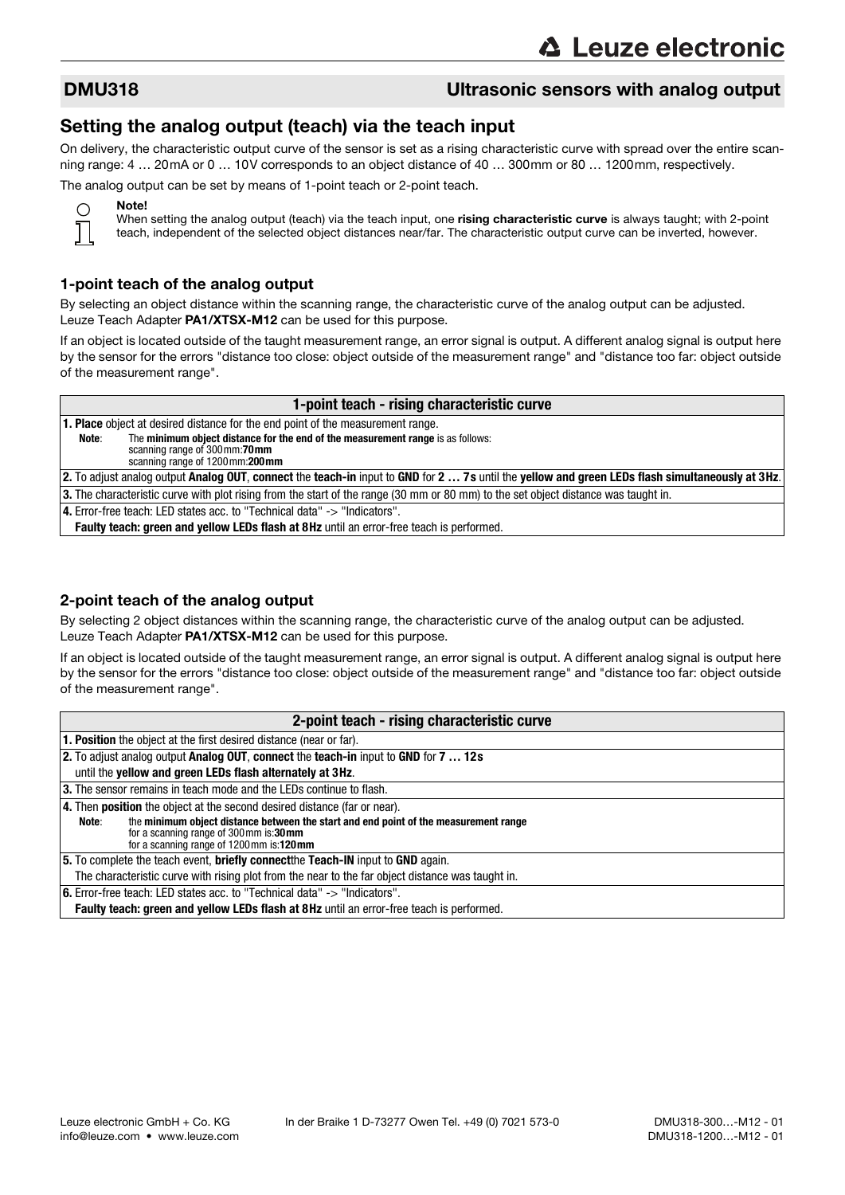## DMU318 — Ultrasonic sensors with analog output

## Setting the analog output (teach) via the teach input

On delivery, the characteristic output curve of the sensor is set as a rising characteristic curve with spread over the entire scanning range: 4 … 20mA or 0 … 10V corresponds to an object distance of 40 … 300mm or 80 … 1200mm, respectively.

The analog output can be set by means of 1-point teach or 2-point teach.

**Note!**
When setting the analog output (teach) via the teach input, one **rising characteristic curve** is always taught; with 2-point teach, independent of the selected object distances near/far. The characteristic output curve can be inverted, however.

### 1-point teach of the analog output

By selecting an object distance within the scanning range, the characteristic curve of the analog output can be adjusted. Leuze Teach Adapter **PA1/XTSX-M12** can be used for this purpose.

If an object is located outside of the taught measurement range, an error signal is output. A different analog signal is output here by the sensor for the errors "distance too close: object outside of the measurement range" and "distance too far: object outside of the measurement range".

| 1-point teach - rising characteristic curve |
|---|
| **1. Place** object at desired distance for the end point of the measurement range.<br>**Note**: The **minimum object distance for the end of the measurement range** is as follows:<br>scanning range of 300mm:**70mm**<br>scanning range of 1200mm:**200mm** |
| **2.** To adjust analog output **Analog OUT**, **connect** the **teach-in** input to **GND** for **2 … 7s** until the **yellow and green LEDs flash simultaneously at 3Hz**. |
| **3.** The characteristic curve with plot rising from the start of the range (30 mm or 80 mm) to the set object distance was taught in. |
| **4.** Error-free teach: LED states acc. to "Technical data" -> "Indicators".<br>**Faulty teach: green and yellow LEDs flash at 8Hz** until an error-free teach is performed. |

### 2-point teach of the analog output

By selecting 2 object distances within the scanning range, the characteristic curve of the analog output can be adjusted. Leuze Teach Adapter **PA1/XTSX-M12** can be used for this purpose.

If an object is located outside of the taught measurement range, an error signal is output. A different analog signal is output here by the sensor for the errors "distance too close: object outside of the measurement range" and "distance too far: object outside of the measurement range".

| 2-point teach - rising characteristic curve |
|---|
| **1. Position** the object at the first desired distance (near or far). |
| **2.** To adjust analog output **Analog OUT**, **connect** the **teach-in** input to **GND** for **7 … 12s**<br>until the **yellow and green LEDs flash alternately at 3Hz**. |
| **3.** The sensor remains in teach mode and the LEDs continue to flash. |
| **4.** Then **position** the object at the second desired distance (far or near).<br>**Note**: the **minimum object distance between the start and end point of the measurement range**<br>for a scanning range of 300mm is:**30mm**<br>for a scanning range of 1200mm is:**120mm** |
| **5.** To complete the teach event, **briefly connect**the **Teach-IN** input to **GND** again.<br>The characteristic curve with rising plot from the near to the far object distance was taught in. |
| **6.** Error-free teach: LED states acc. to "Technical data" -> "Indicators".<br>**Faulty teach: green and yellow LEDs flash at 8Hz** until an error-free teach is performed. |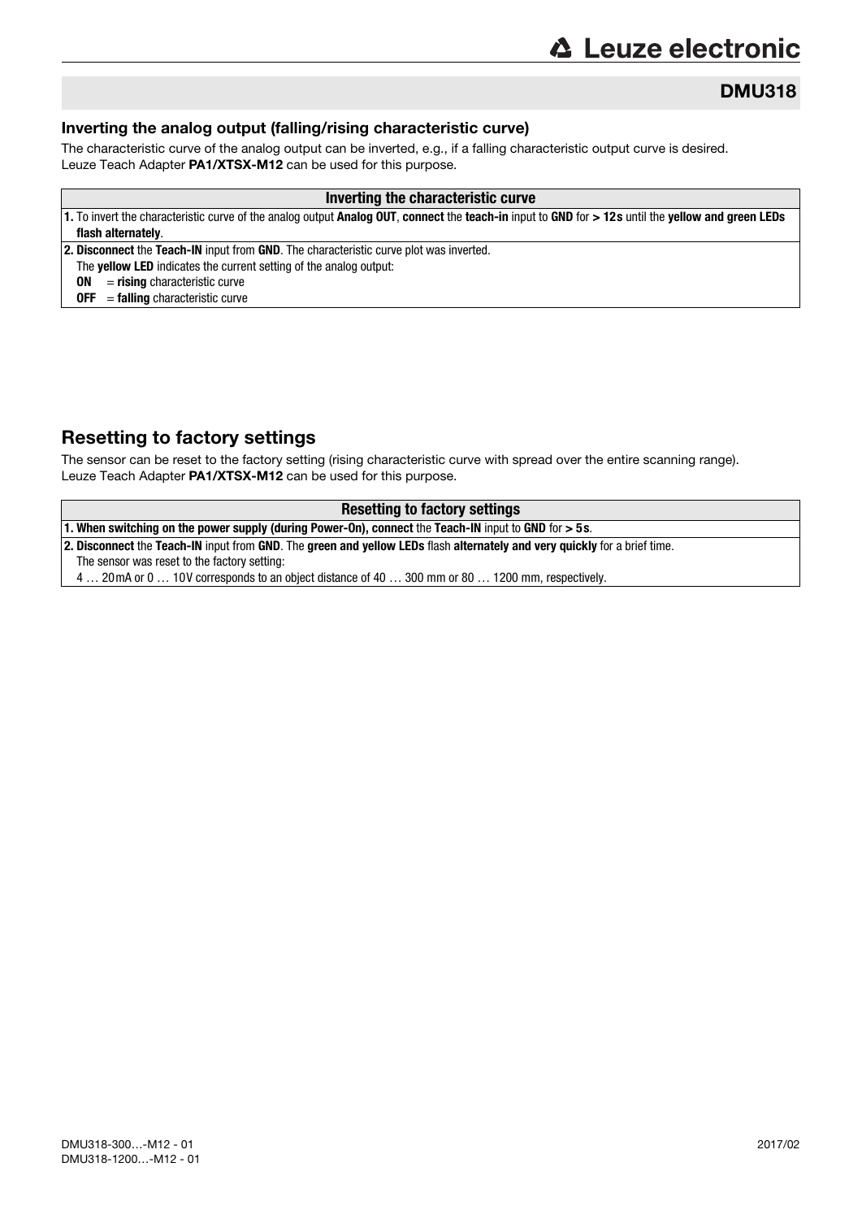## DMU318

### Inverting the analog output (falling/rising characteristic curve)

The characteristic curve of the analog output can be inverted, e.g., if a falling characteristic output curve is desired.
Leuze Teach Adapter **PA1/XTSX-M12** can be used for this purpose.

| Inverting the characteristic curve |
|---|
| **1.** To invert the characteristic curve of the analog output **Analog OUT**, **connect** the **teach-in** input to **GND** for **> 12s** until the **yellow and green LEDs flash alternately**. |
| **2. Disconnect** the **Teach-IN** input from **GND**. The characteristic curve plot was inverted.<br>The **yellow LED** indicates the current setting of the analog output:<br>**ON** = **rising** characteristic curve<br>**OFF** = **falling** characteristic curve |

## Resetting to factory settings

The sensor can be reset to the factory setting (rising characteristic curve with spread over the entire scanning range).
Leuze Teach Adapter **PA1/XTSX-M12** can be used for this purpose.

| Resetting to factory settings |
|---|
| **1. When switching on the power supply (during Power-On), connect** the **Teach-IN** input to **GND** for **> 5s**. |
| **2. Disconnect** the **Teach-IN** input from **GND**. The **green and yellow LEDs** flash **alternately and very quickly** for a brief time.<br>The sensor was reset to the factory setting:<br>4 … 20mA or 0 … 10V corresponds to an object distance of 40 … 300 mm or 80 … 1200 mm, respectively. |

DMU318-300…-M12 - 01
DMU318-1200…-M12 - 01

2017/02